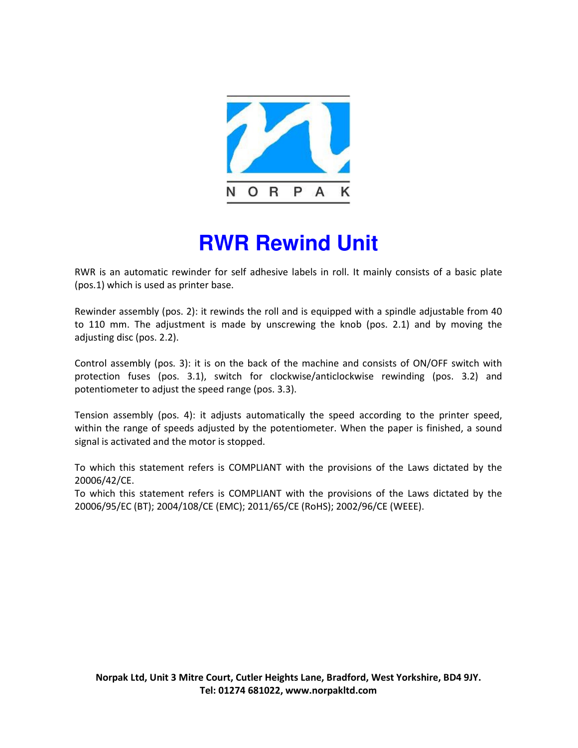N O R P A K

# RWR Rewind Unit

RWR is an automatic rewinder for self adhesive labels in roll. It mainly consists of a basic plate (pos.1) which is used as printer base.

Rewinder assembly (pos. 2): it rewinds the roll and is equipped with a spindle adjustable from 40 to 110 mm. The adjustment is made by unscrewing the knob (pos. 2.1) and by moving the adjusting disc (pos. 2.2).

Control assembly (pos. 3): it is on the back of the machine and consists of ON/OFF switch with protection fuses (pos. 3.1), switch for clockwise/anticlockwise rewinding (pos. 3.2) and potentiometer to adjust the speed range (pos. 3.3).

Tension assembly (pos. 4): it adjusts automatically the speed according to the printer speed, within the range of speeds adjusted by the potentiometer. When the paper is finished, a sound signal is activated and the motor is stopped.

To which this statement refers is COMPLIANT with the provisions of the Laws dictated by the 20006/42/CE.
To which this statement refers is COMPLIANT with the provisions of the Laws dictated by the 20006/95/EC (BT); 2004/108/CE (EMC); 2011/65/CE (RoHS); 2002/96/CE (WEEE).

**Norpak Ltd, Unit 3 Mitre Court, Cutler Heights Lane, Bradford, West Yorkshire, BD4 9JY.**
**Tel: 01274 681022, www.norpakltd.com**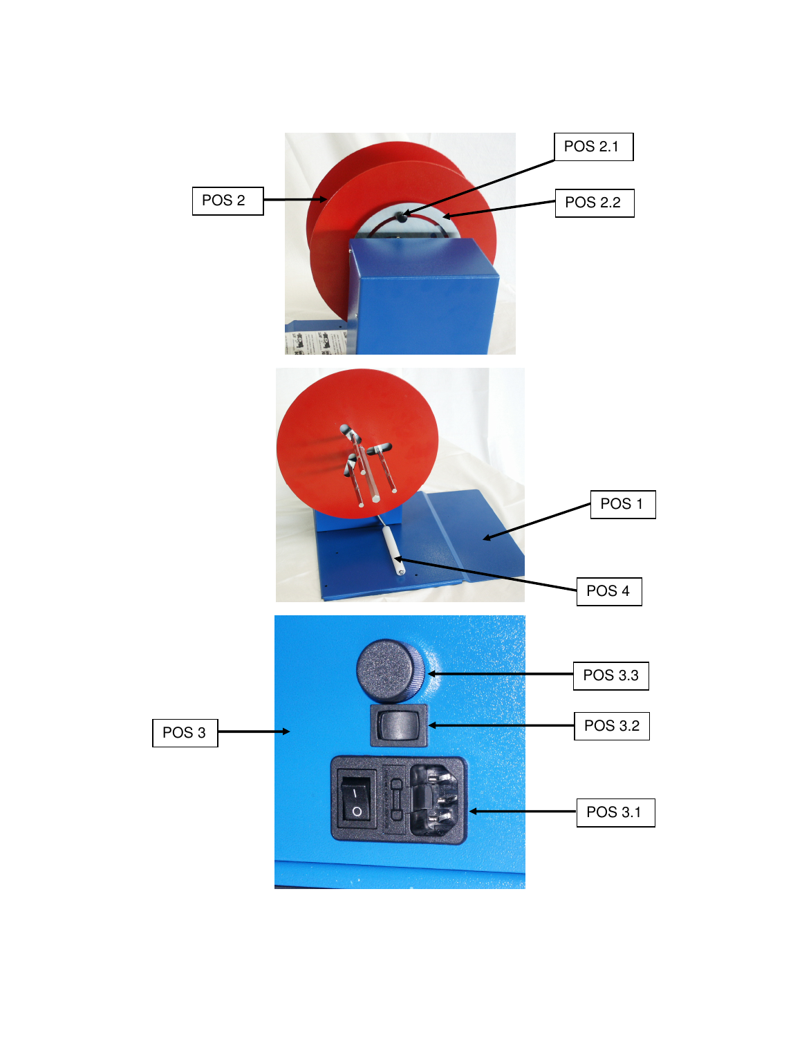POS 2

POS 2.1

POS 2.2

POS 1

POS 4

POS 3

POS 3.3

POS 3.2

POS 3.1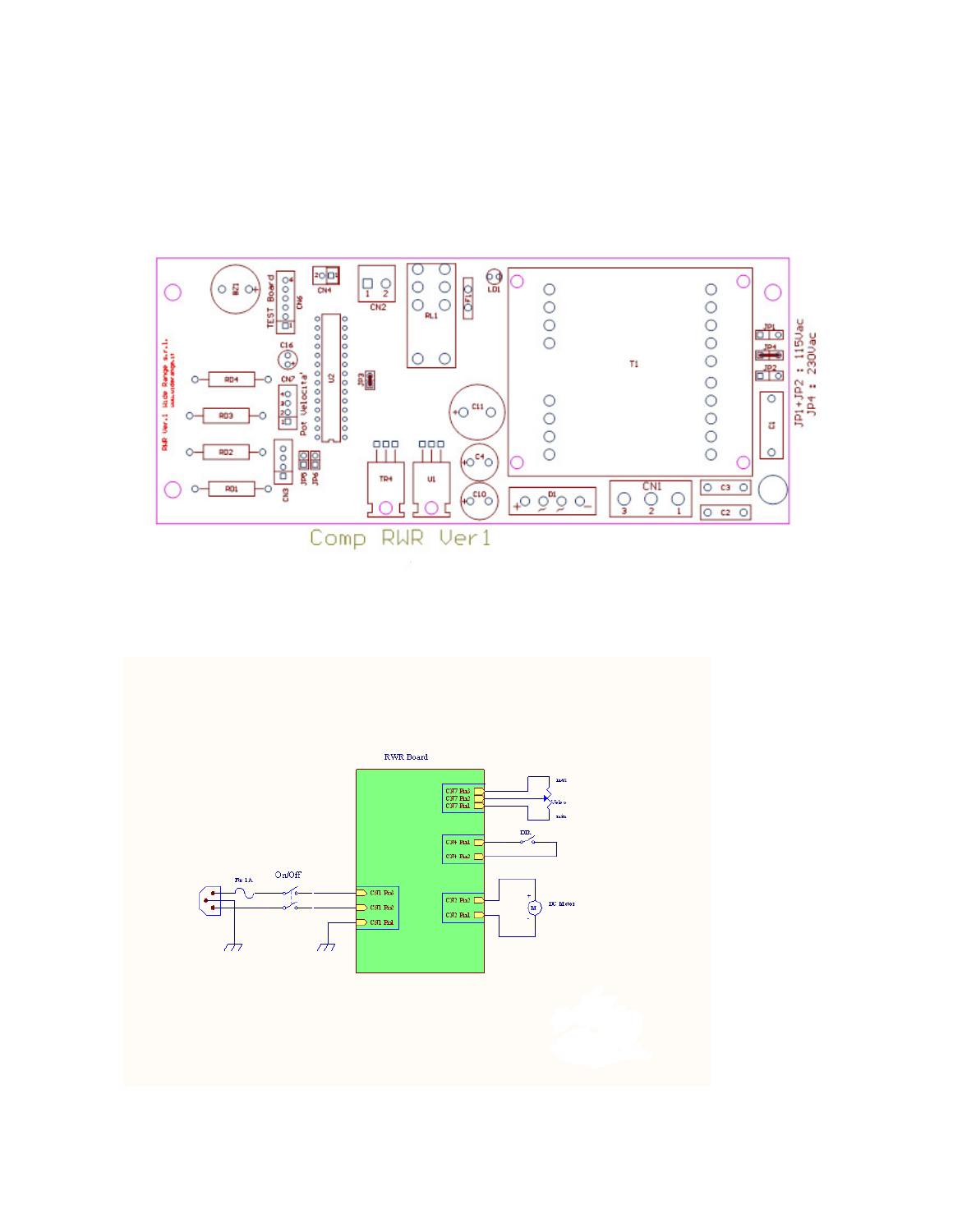JP1+JP2 : 115Vac
JP4 : 230Vac

RWR Ver.1 Wide Range s.r.l.
www.widerange.it

TEST Board

Pot Velocita'

Comp RWR Ver1

RWR Board

CN7 Pin3
CN7 Pin2
CN7 Pin1

CN4 Pin1
CN4 Pin2

CN1 Pin3
CN1 Pin2
CN1 Pin1

CN2 Pin2
CN2 Pin1

Fu 1A

On/Off

DC Motor